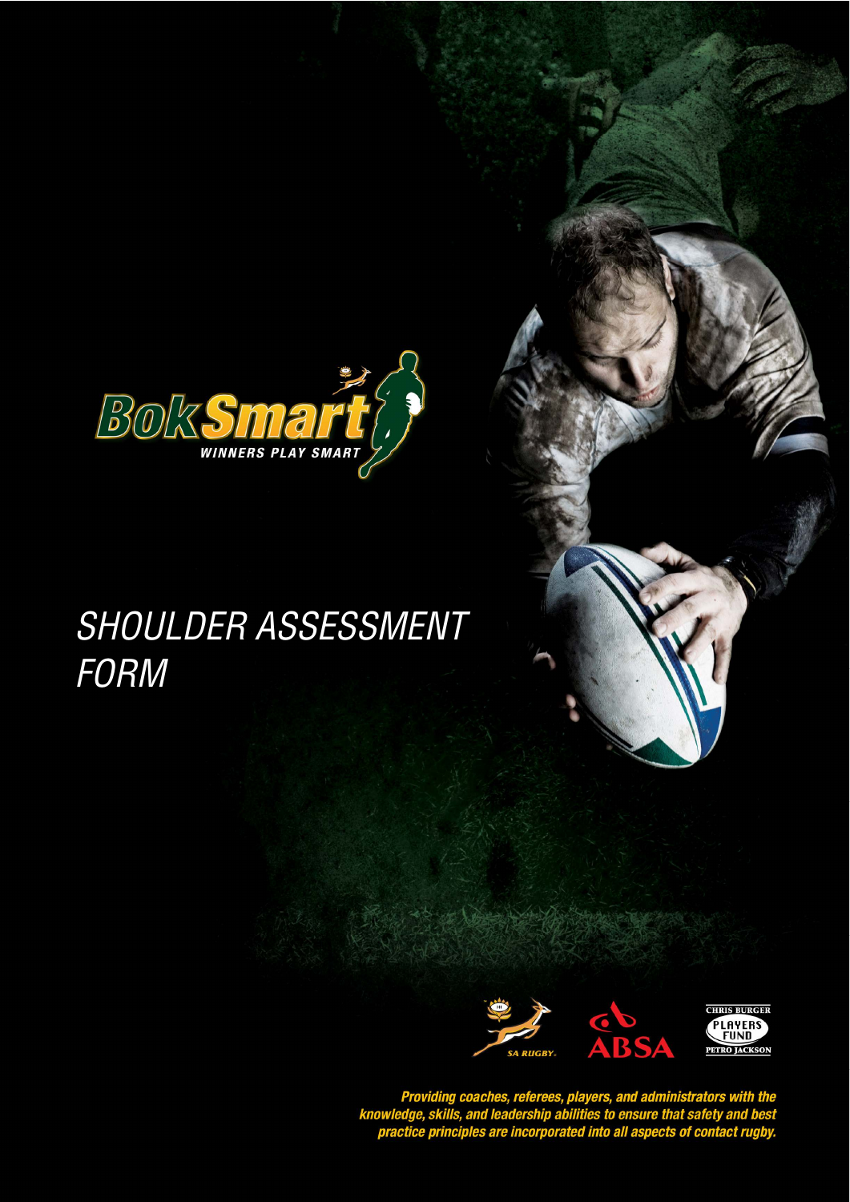BokSmart

WINNERS PLAY SMART

# *SHOULDER ASSESSMENT FORM*

SA RUGBY

ABSA

CHRIS BURGER PLAYERS FUND PETRO JACKSON

***Providing coaches, referees, players, and administrators with the knowledge, skills, and leadership abilities to ensure that safety and best practice principles are incorporated into all aspects of contact rugby.***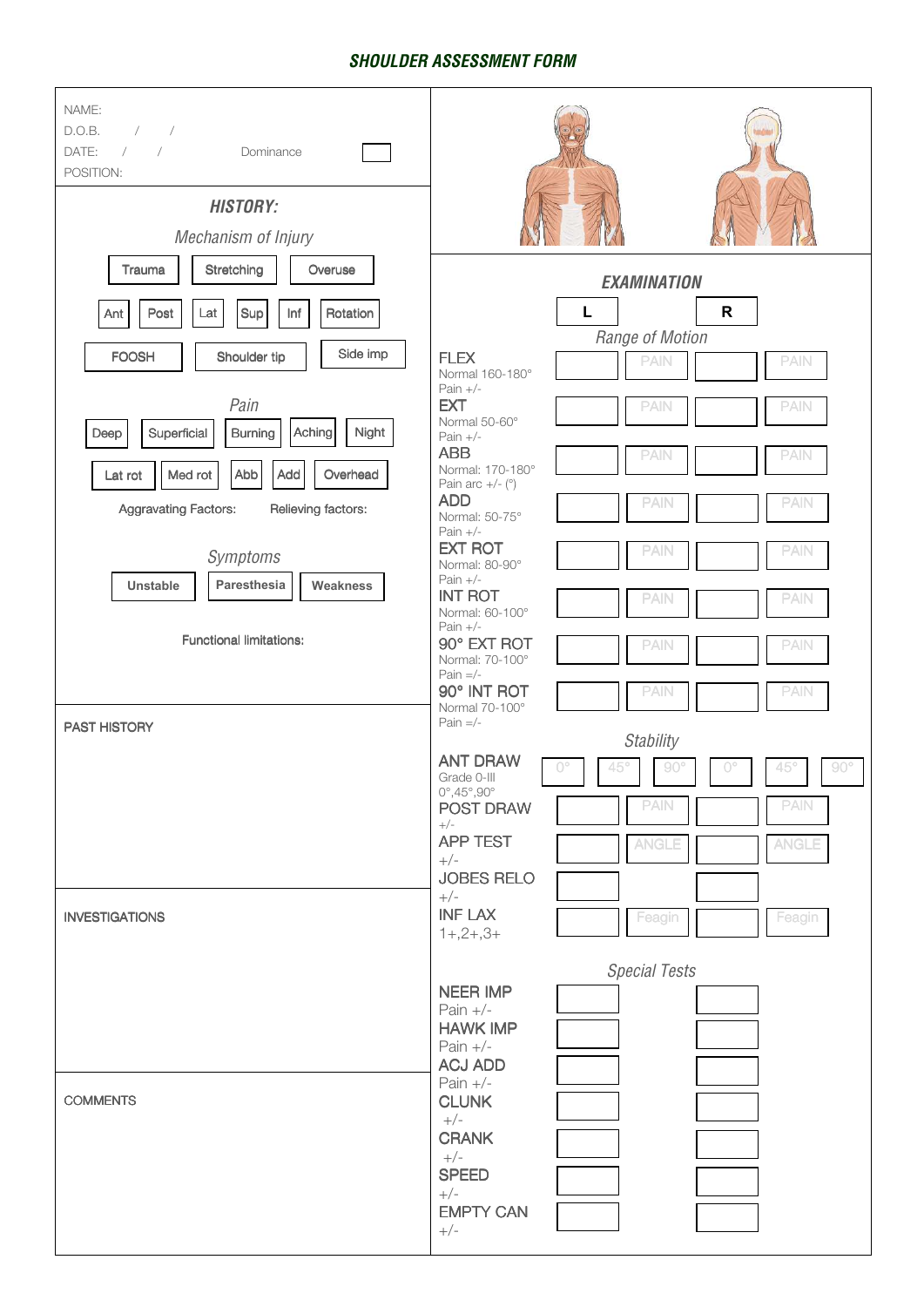## SHOULDER ASSESSMENT FORM

NAME:
D.O.B. / /
DATE: / / Dominance
POSITION:

### *HISTORY:*

*Mechanism of Injury*

Trauma | Stretching | Overuse

Ant | Post | Lat | Sup | Inf | Rotation

FOOSH | Shoulder tip | Side imp

*Pain*

Deep | Superficial | Burning | Aching | Night

Lat rot | Med rot | Abb | Add | Overhead

Aggravating Factors: Relieving factors:

*Symptoms*

Unstable | Paresthesia | Weakness

Functional limitations:

PAST HISTORY

INVESTIGATIONS

COMMENTS

### *EXAMINATION*

*Range of Motion*

| | L | | R | |
|---|---|---|---|---|
| FLEX<br>Normal 160-180°<br>Pain +/- | | PAIN | | PAIN |
| EXT<br>Normal 50-60°<br>Pain +/- | | PAIN | | PAIN |
| ABB<br>Normal: 170-180°<br>Pain arc +/- (°) | | PAIN | | PAIN |
| ADD<br>Normal: 50-75°<br>Pain +/- | | PAIN | | PAIN |
| EXT ROT<br>Normal: 80-90°<br>Pain +/- | | PAIN | | PAIN |
| INT ROT<br>Normal: 60-100°<br>Pain +/- | | PAIN | | PAIN |
| 90° EXT ROT<br>Normal: 70-100°<br>Pain =/- | | PAIN | | PAIN |
| 90° INT ROT<br>Normal 70-100°<br>Pain =/- | | PAIN | | PAIN |

*Stability*

| | L | | | R | | |
|---|---|---|---|---|---|---|
| ANT DRAW<br>Grade 0-III<br>0°,45°,90° | 0° | 45° | 90° | 0° | 45° | 90° |
| POST DRAW<br>+/- | | PAIN | | | PAIN | |
| APP TEST<br>+/- | | ANGLE | | | ANGLE | |
| JOBES RELO<br>+/- | | | | | | |
| INF LAX<br>1+,2+,3+ | | Feagin | | | Feagin | |

*Special Tests*

| | L | R |
|---|---|---|
| NEER IMP<br>Pain +/- | | |
| HAWK IMP<br>Pain +/- | | |
| ACJ ADD<br>Pain +/- | | |
| CLUNK<br>+/- | | |
| CRANK<br>+/- | | |
| SPEED<br>+/- | | |
| EMPTY CAN<br>+/- | | |